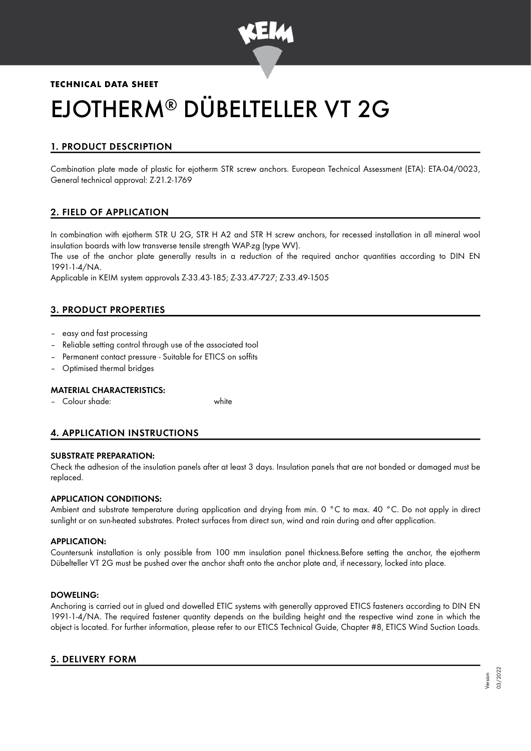**TECHNICAL DATA SHEET**

# EJOTHERM® DÜBELTELLER VT 2G

## 1. PRODUCT DESCRIPTION

Combination plate made of plastic for ejotherm STR screw anchors. European Technical Assessment (ETA): ETA-04/0023, General technical approval: Z-21.2-1769

## 2. FIELD OF APPLICATION

In combination with ejotherm STR U 2G, STR H A2 and STR H screw anchors, for recessed installation in all mineral wool insulation boards with low transverse tensile strength WAP-zg (type WV).

The use of the anchor plate generally results in a reduction of the required anchor quantities according to DIN EN 1991-1-4/NA.

Applicable in KEIM system approvals Z-33.43-185; Z-33.47-727; Z-33.49-1505

## 3. PRODUCT PROPERTIES

- easy and fast processing
- Reliable setting control through use of the associated tool
- Permanent contact pressure - Suitable for ETICS on soffits
- Optimised thermal bridges

### MATERIAL CHARACTERISTICS:

- Colour shade: white

## 4. APPLICATION INSTRUCTIONS

### SUBSTRATE PREPARATION:

Check the adhesion of the insulation panels after at least 3 days. Insulation panels that are not bonded or damaged must be replaced.

### APPLICATION CONDITIONS:

Ambient and substrate temperature during application and drying from min. 0 °C to max. 40 °C. Do not apply in direct sunlight or on sun-heated substrates. Protect surfaces from direct sun, wind and rain during and after application.

### APPLICATION:

Countersunk installation is only possible from 100 mm insulation panel thickness.Before setting the anchor, the ejotherm Dübelteller VT 2G must be pushed over the anchor shaft onto the anchor plate and, if necessary, locked into place.

### DOWELING:

Anchoring is carried out in glued and dowelled ETIC systems with generally approved ETICS fasteners according to DIN EN 1991-1-4/NA. The required fastener quantity depends on the building height and the respective wind zone in which the object is located. For further information, please refer to our ETICS Technical Guide, Chapter #8, ETICS Wind Suction Loads.

## 5. DELIVERY FORM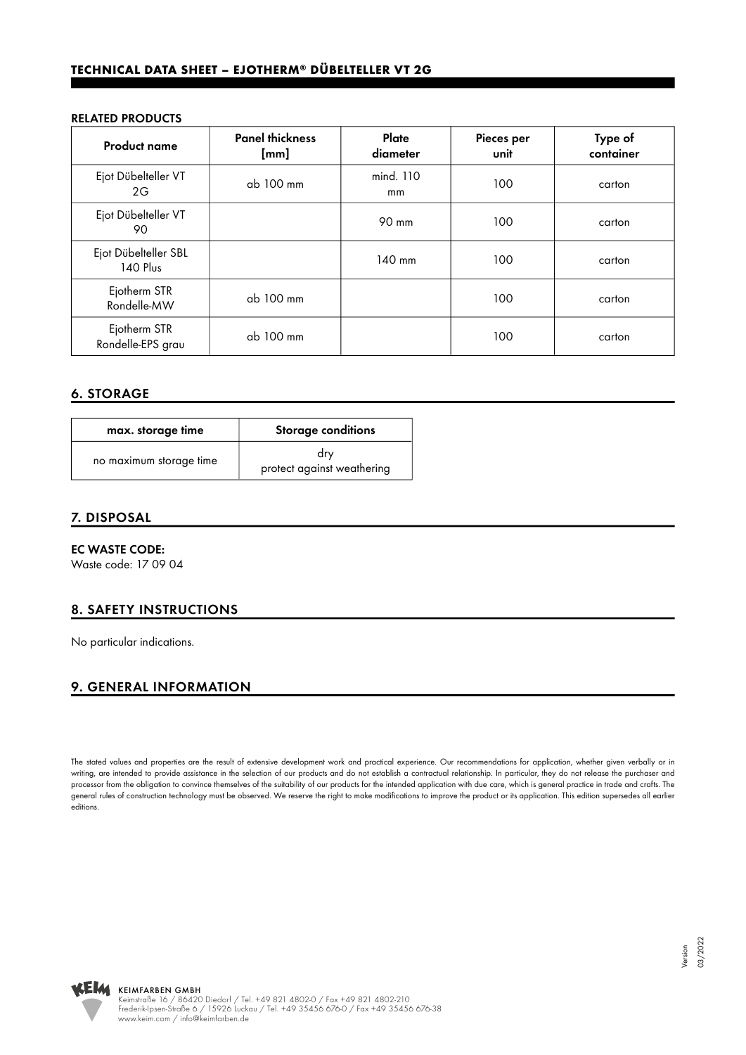#### RELATED PRODUCTS

| Product name | Panel thickness [mm] | Plate diameter | Pieces per unit | Type of container |
|---|---|---|---|---|
| Ejot Dübelteller VT 2G | ab 100 mm | mind. 110 mm | 100 | carton |
| Ejot Dübelteller VT 90 | | 90 mm | 100 | carton |
| Ejot Dübelteller SBL 140 Plus | | 140 mm | 100 | carton |
| Ejotherm STR Rondelle-MW | ab 100 mm | | 100 | carton |
| Ejotherm STR Rondelle-EPS grau | ab 100 mm | | 100 | carton |

## 6. STORAGE

| max. storage time | Storage conditions |
|---|---|
| no maximum storage time | dry<br>protect against weathering |

## 7. DISPOSAL

**EC WASTE CODE:**
Waste code: 17 09 04

## 8. SAFETY INSTRUCTIONS

No particular indications.

## 9. GENERAL INFORMATION

The stated values and properties are the result of extensive development work and practical experience. Our recommendations for application, whether given verbally or in writing, are intended to provide assistance in the selection of our products and do not establish a contractual relationship. In particular, they do not release the purchaser and processor from the obligation to convince themselves of the suitability of our products for the intended application with due care, which is general practice in trade and crafts. The general rules of construction technology must be observed. We reserve the right to make modifications to improve the product or its application. This edition supersedes all earlier editions.

KEIMFARBEN GMBH
Keimstraße 16 / 86420 Diedorf / Tel. +49 821 4802-0 / Fax +49 821 4802-210
Frederik-Ipsen-Straße 6 / 15926 Luckau / Tel. +49 35456 676-0 / Fax +49 35456 676-38
www.keim.com / info@keimfarben.de

Version 03/2022